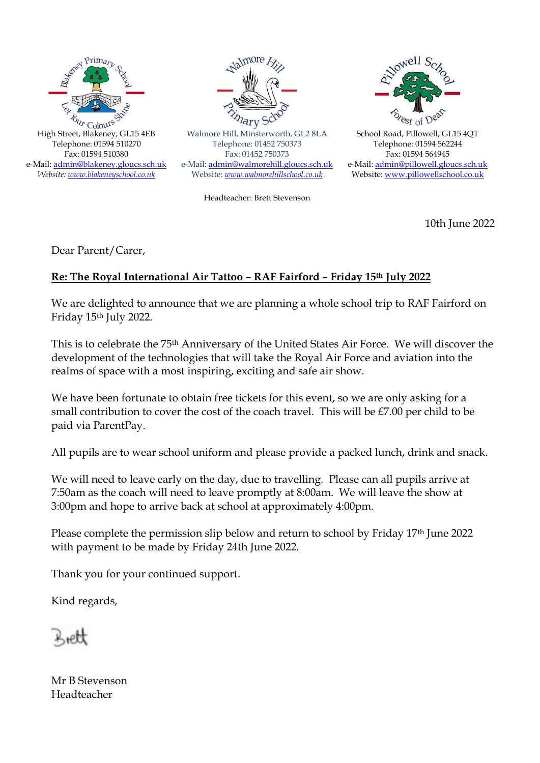High Street, Blakeney, GL15 4EB
Telephone: 01594 510270
Fax: 01594 510380
e-Mail: admin@blakeney.gloucs.sch.uk
*Website: www.blakeneyschool.co.uk*

Walmore Hill, Minsterworth, GL2 8LA
Telephone: 01452 750373
Fax: 01452 750373
e-Mail: admin@walmorehill.gloucs.sch.uk
Website: *www.walmorehillschool.co.uk*

School Road, Pillowell, GL15 4QT
Telephone: 01594 562244
Fax: 01594 564945
e-Mail: admin@pillowell.gloucs.sch.uk
Website: www.pillowellschool.co.uk

Headteacher: Brett Stevenson

10th June 2022

Dear Parent/Carer,

**Re: The Royal International Air Tattoo – RAF Fairford – Friday 15th July 2022**

We are delighted to announce that we are planning a whole school trip to RAF Fairford on Friday 15th July 2022.

This is to celebrate the 75th Anniversary of the United States Air Force. We will discover the development of the technologies that will take the Royal Air Force and aviation into the realms of space with a most inspiring, exciting and safe air show.

We have been fortunate to obtain free tickets for this event, so we are only asking for a small contribution to cover the cost of the coach travel. This will be £7.00 per child to be paid via ParentPay.

All pupils are to wear school uniform and please provide a packed lunch, drink and snack.

We will need to leave early on the day, due to travelling. Please can all pupils arrive at 7:50am as the coach will need to leave promptly at 8:00am. We will leave the show at 3:00pm and hope to arrive back at school at approximately 4:00pm.

Please complete the permission slip below and return to school by Friday 17th June 2022 with payment to be made by Friday 24th June 2022.

Thank you for your continued support.

Kind regards,

Brett

Mr B Stevenson
Headteacher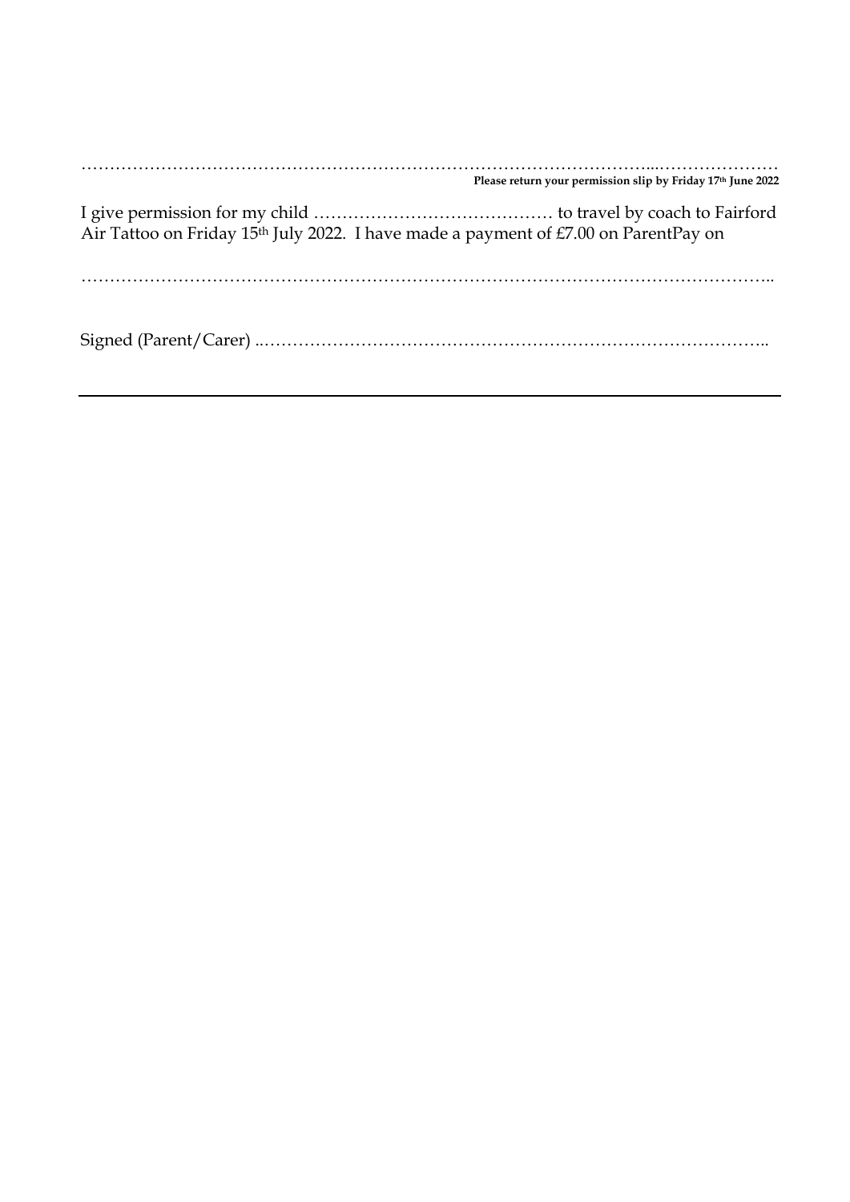………………………………………………………………………………………………...…………………

**Please return your permission slip by Friday 17th June 2022**

I give permission for my child …………………………………… to travel by coach to Fairford Air Tattoo on Friday 15th July 2022. I have made a payment of £7.00 on ParentPay on

………………………………………………………………………………………………………..

Signed (Parent/Carer) ..……………………………………………………………………………..

---